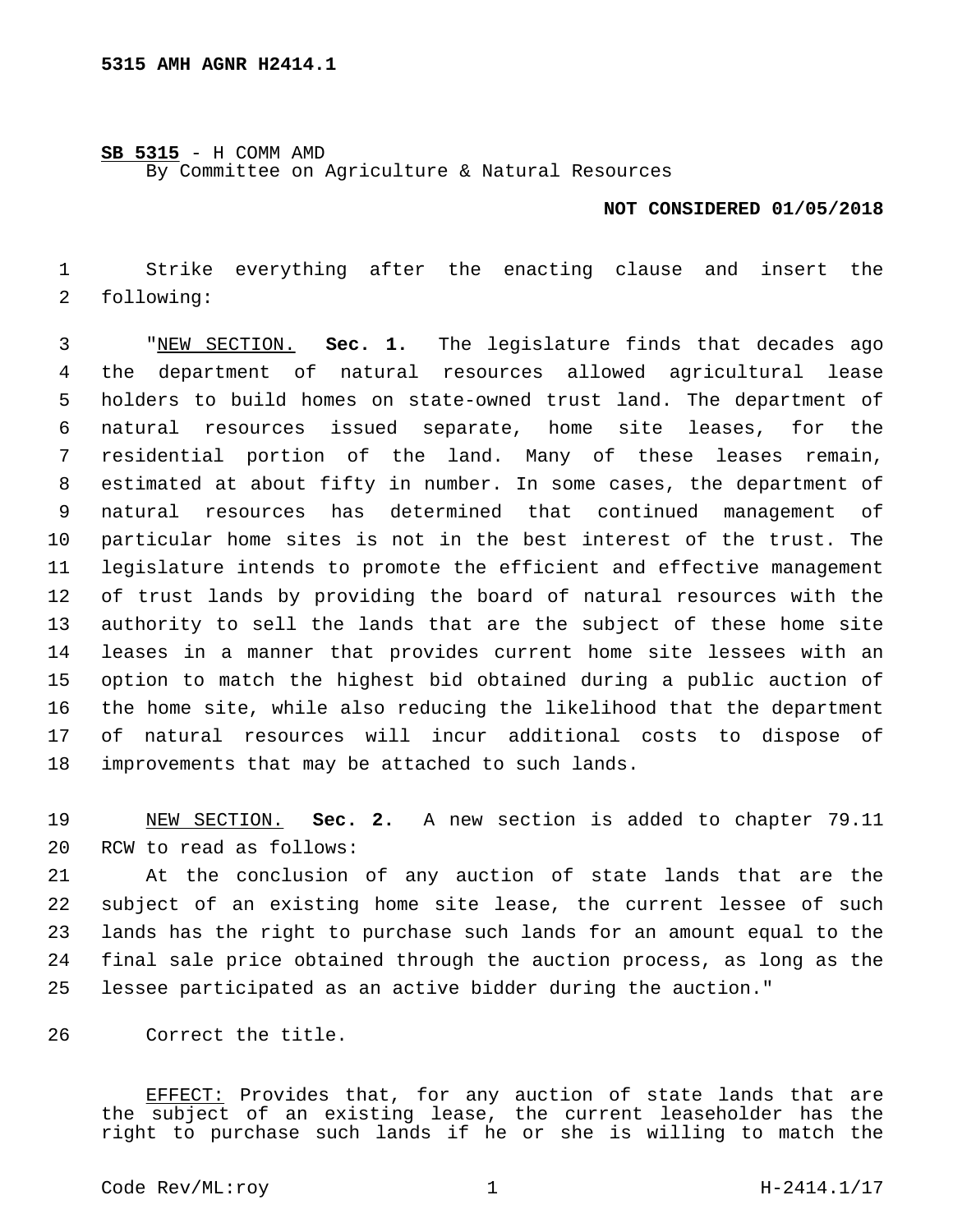**5315 AMH AGNR H2414.1**

<u>SB 5315</u> - H COMM AMD
By Committee on Agriculture & Natural Resources

**NOT CONSIDERED 01/05/2018**

Strike everything after the enacting clause and insert the following:

"<u>NEW SECTION.</u> **Sec. 1.** The legislature finds that decades ago the department of natural resources allowed agricultural lease holders to build homes on state-owned trust land. The department of natural resources issued separate, home site leases, for the residential portion of the land. Many of these leases remain, estimated at about fifty in number. In some cases, the department of natural resources has determined that continued management of particular home sites is not in the best interest of the trust. The legislature intends to promote the efficient and effective management of trust lands by providing the board of natural resources with the authority to sell the lands that are the subject of these home site leases in a manner that provides current home site lessees with an option to match the highest bid obtained during a public auction of the home site, while also reducing the likelihood that the department of natural resources will incur additional costs to dispose of improvements that may be attached to such lands.

<u>NEW SECTION.</u> **Sec. 2.** A new section is added to chapter 79.11 RCW to read as follows:

At the conclusion of any auction of state lands that are the subject of an existing home site lease, the current lessee of such lands has the right to purchase such lands for an amount equal to the final sale price obtained through the auction process, as long as the lessee participated as an active bidder during the auction."

Correct the title.

<u>EFFECT:</u> Provides that, for any auction of state lands that are the subject of an existing lease, the current leaseholder has the right to purchase such lands if he or she is willing to match the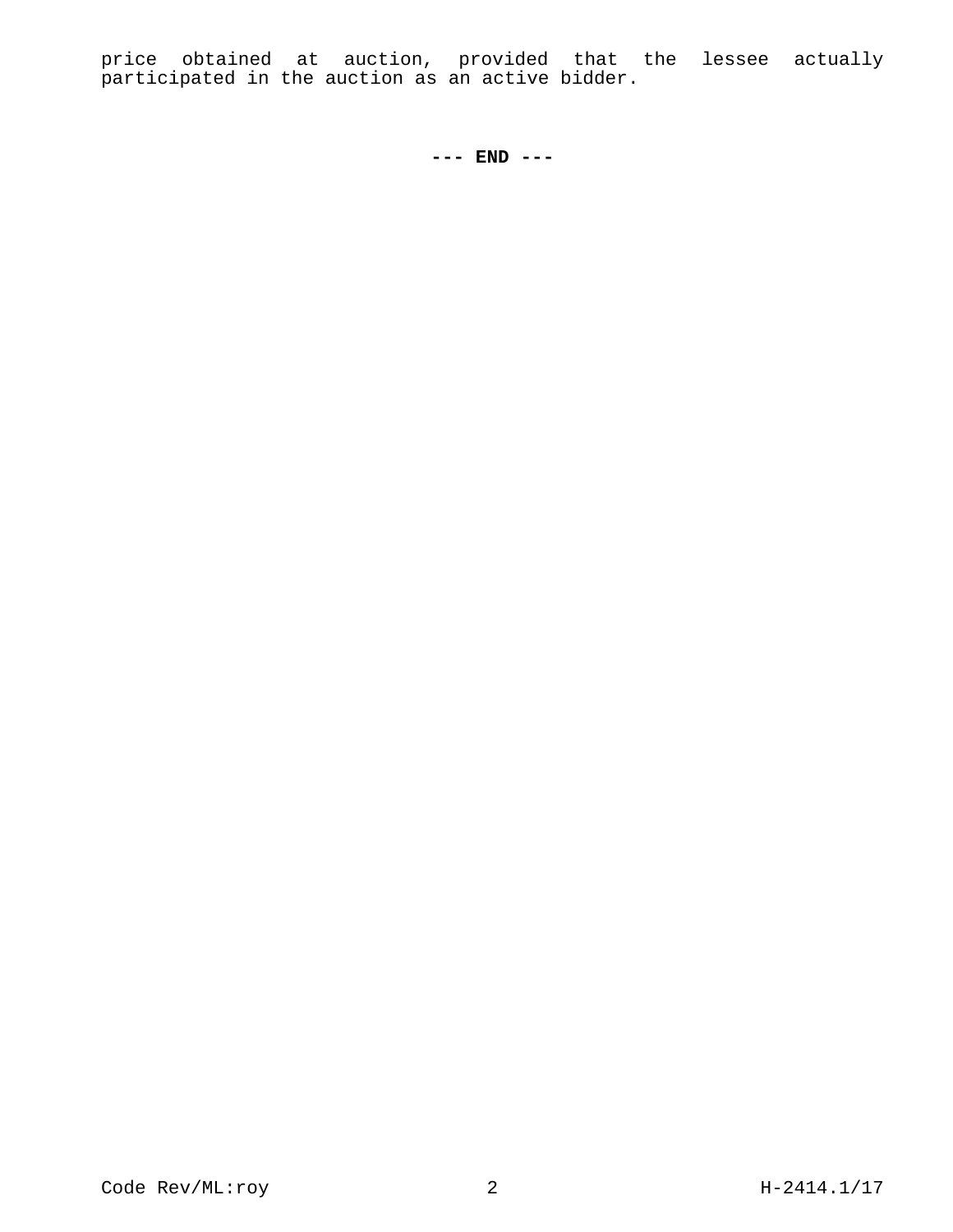price obtained at auction, provided that the lessee actually participated in the auction as an active bidder.

**--- END ---**